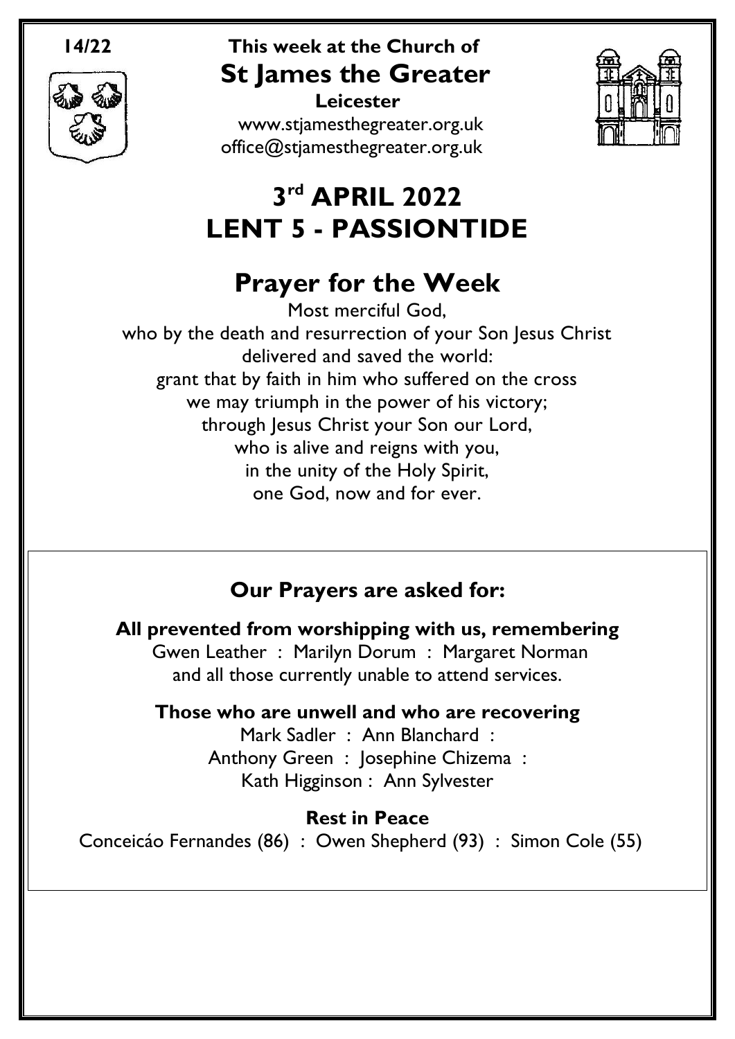**14/22**

# This week at the Church of St James the Greater

**Leicester**

www.stjamesthegreater.org.uk
office@stjamesthegreater.org.uk

# 3rd APRIL 2022
# LENT 5 - PASSIONTIDE

## Prayer for the Week

Most merciful God,
who by the death and resurrection of your Son Jesus Christ
delivered and saved the world:
grant that by faith in him who suffered on the cross
we may triumph in the power of his victory;
through Jesus Christ your Son our Lord,
who is alive and reigns with you,
in the unity of the Holy Spirit,
one God, now and for ever.

### Our Prayers are asked for:

**All prevented from worshipping with us, remembering**

Gwen Leather : Marilyn Dorum : Margaret Norman
and all those currently unable to attend services.

**Those who are unwell and who are recovering**

Mark Sadler : Ann Blanchard :
Anthony Green : Josephine Chizema :
Kath Higginson : Ann Sylvester

**Rest in Peace**

Conceicáo Fernandes (86) : Owen Shepherd (93) : Simon Cole (55)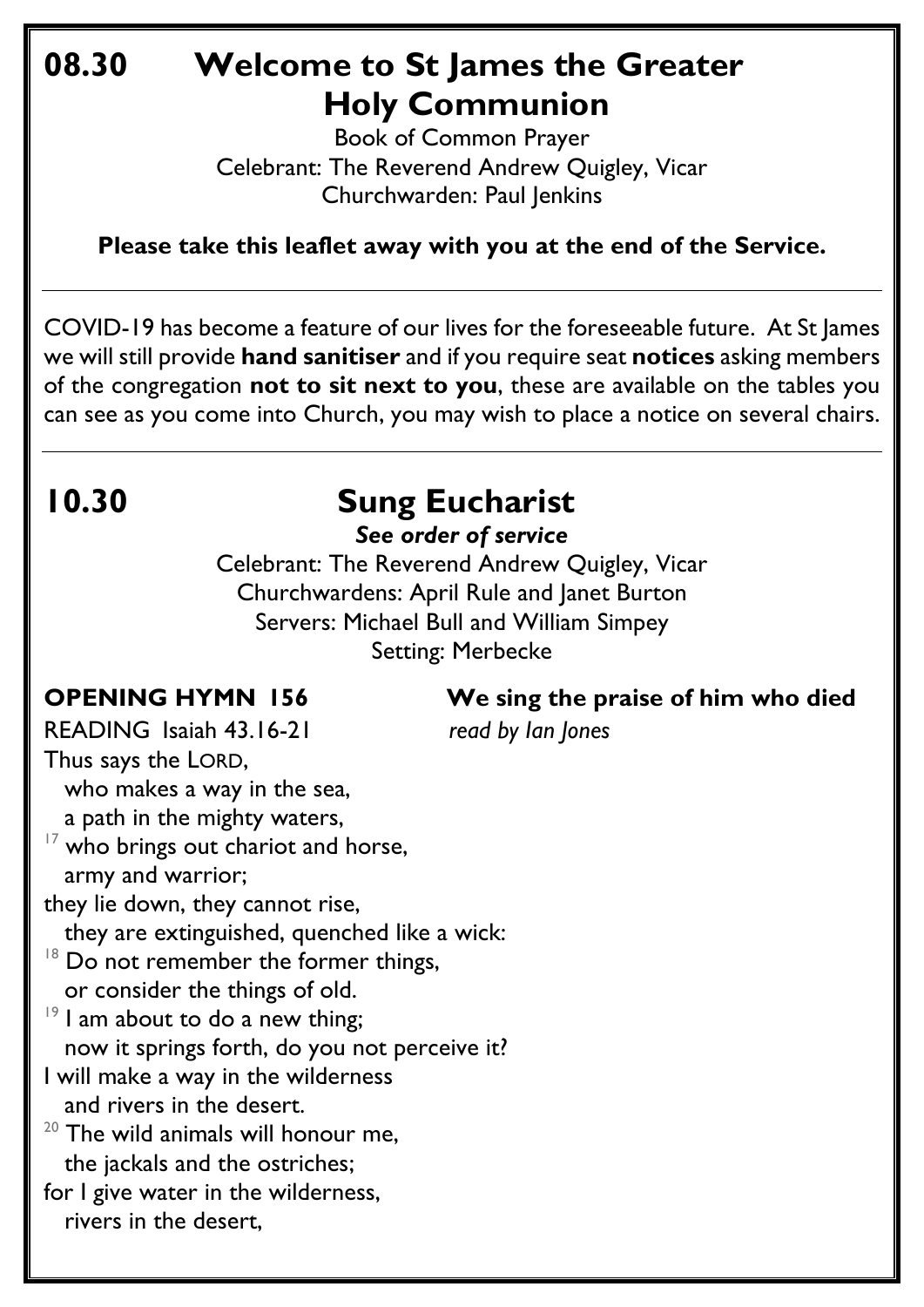# 08.30 Welcome to St James the Greater Holy Communion

Book of Common Prayer
Celebrant: The Reverend Andrew Quigley, Vicar
Churchwarden: Paul Jenkins

**Please take this leaflet away with you at the end of the Service.**

---

COVID-19 has become a feature of our lives for the foreseeable future. At St James we will still provide **hand sanitiser** and if you require seat **notices** asking members of the congregation **not to sit next to you**, these are available on the tables you can see as you come into Church, you may wish to place a notice on several chairs.

---

# 10.30 Sung Eucharist

***See order of service***

Celebrant: The Reverend Andrew Quigley, Vicar
Churchwardens: April Rule and Janet Burton
Servers: Michael Bull and William Simpey
Setting: Merbecke

**OPENING HYMN 156** **We sing the praise of him who died**

READING Isaiah 43.16-21 *read by Ian Jones*

Thus says the LORD,
who makes a way in the sea,
a path in the mighty waters,
[17] who brings out chariot and horse,
army and warrior;
they lie down, they cannot rise,
they are extinguished, quenched like a wick:
[18] Do not remember the former things,
or consider the things of old.
[19] I am about to do a new thing;
now it springs forth, do you not perceive it?
I will make a way in the wilderness
and rivers in the desert.
[20] The wild animals will honour me,
the jackals and the ostriches;
for I give water in the wilderness,
rivers in the desert,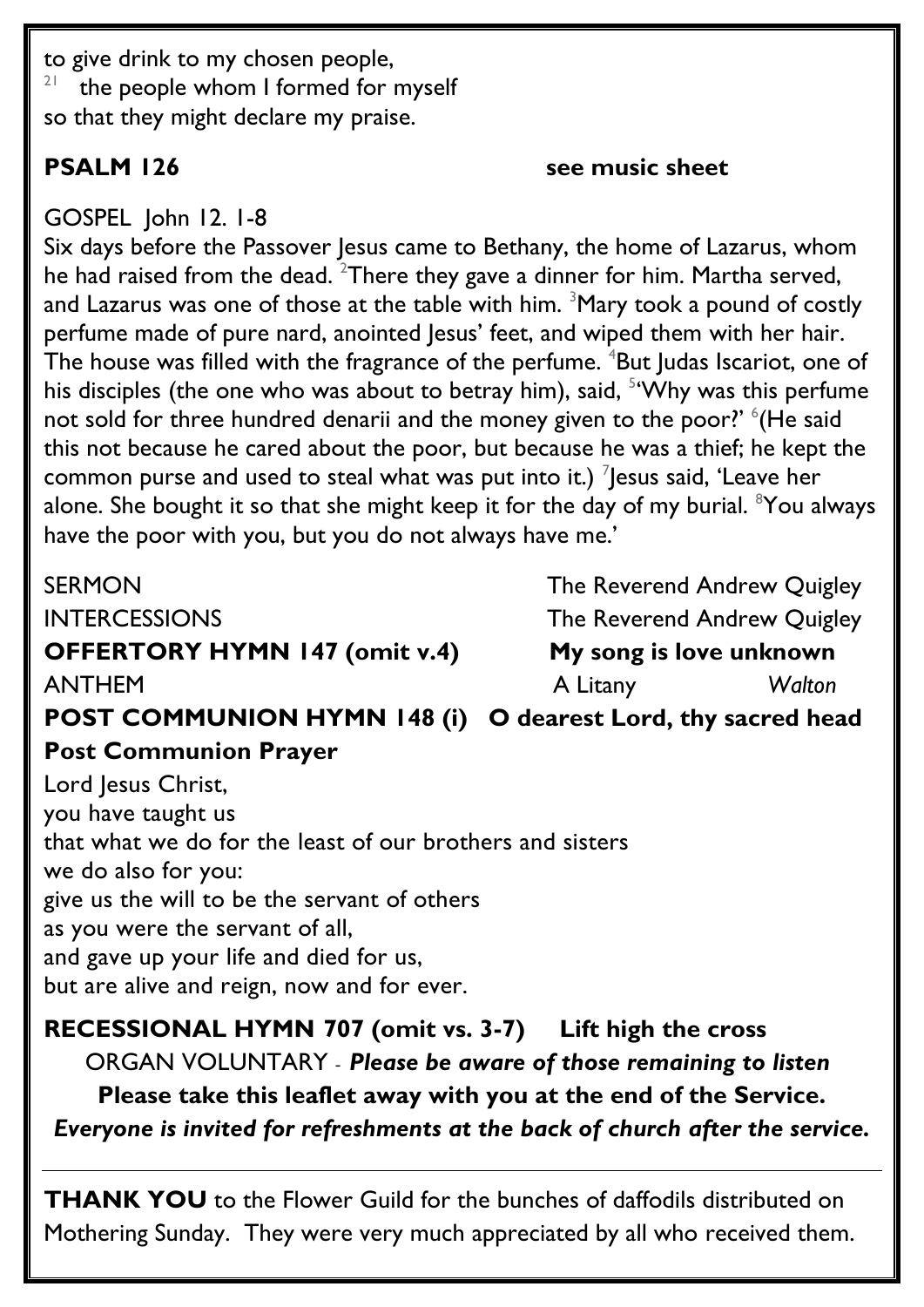to give drink to my chosen people,
[21] the people whom I formed for myself
so that they might declare my praise.

**PSALM 126** **see music sheet**

GOSPEL John 12. 1-8

Six days before the Passover Jesus came to Bethany, the home of Lazarus, whom he had raised from the dead. [2]There they gave a dinner for him. Martha served, and Lazarus was one of those at the table with him. [3]Mary took a pound of costly perfume made of pure nard, anointed Jesus' feet, and wiped them with her hair. The house was filled with the fragrance of the perfume. [4]But Judas Iscariot, one of his disciples (the one who was about to betray him), said, [5]'Why was this perfume not sold for three hundred denarii and the money given to the poor?' [6](He said this not because he cared about the poor, but because he was a thief; he kept the common purse and used to steal what was put into it.) [7]Jesus said, 'Leave her alone. She bought it so that she might keep it for the day of my burial. [8]You always have the poor with you, but you do not always have me.'

SERMON The Reverend Andrew Quigley

INTERCESSIONS The Reverend Andrew Quigley

**OFFERTORY HYMN 147 (omit v.4)** **My song is love unknown**

ANTHEM A Litany *Walton*

**POST COMMUNION HYMN 148 (i) O dearest Lord, thy sacred head**

**Post Communion Prayer**

Lord Jesus Christ,
you have taught us
that what we do for the least of our brothers and sisters
we do also for you:
give us the will to be the servant of others
as you were the servant of all,
and gave up your life and died for us,
but are alive and reign, now and for ever.

**RECESSIONAL HYMN 707 (omit vs. 3-7) Lift high the cross**

ORGAN VOLUNTARY - ***Please be aware of those remaining to listen***

**Please take this leaflet away with you at the end of the Service.**

***Everyone is invited for refreshments at the back of church after the service.***

---

**THANK YOU** to the Flower Guild for the bunches of daffodils distributed on Mothering Sunday. They were very much appreciated by all who received them.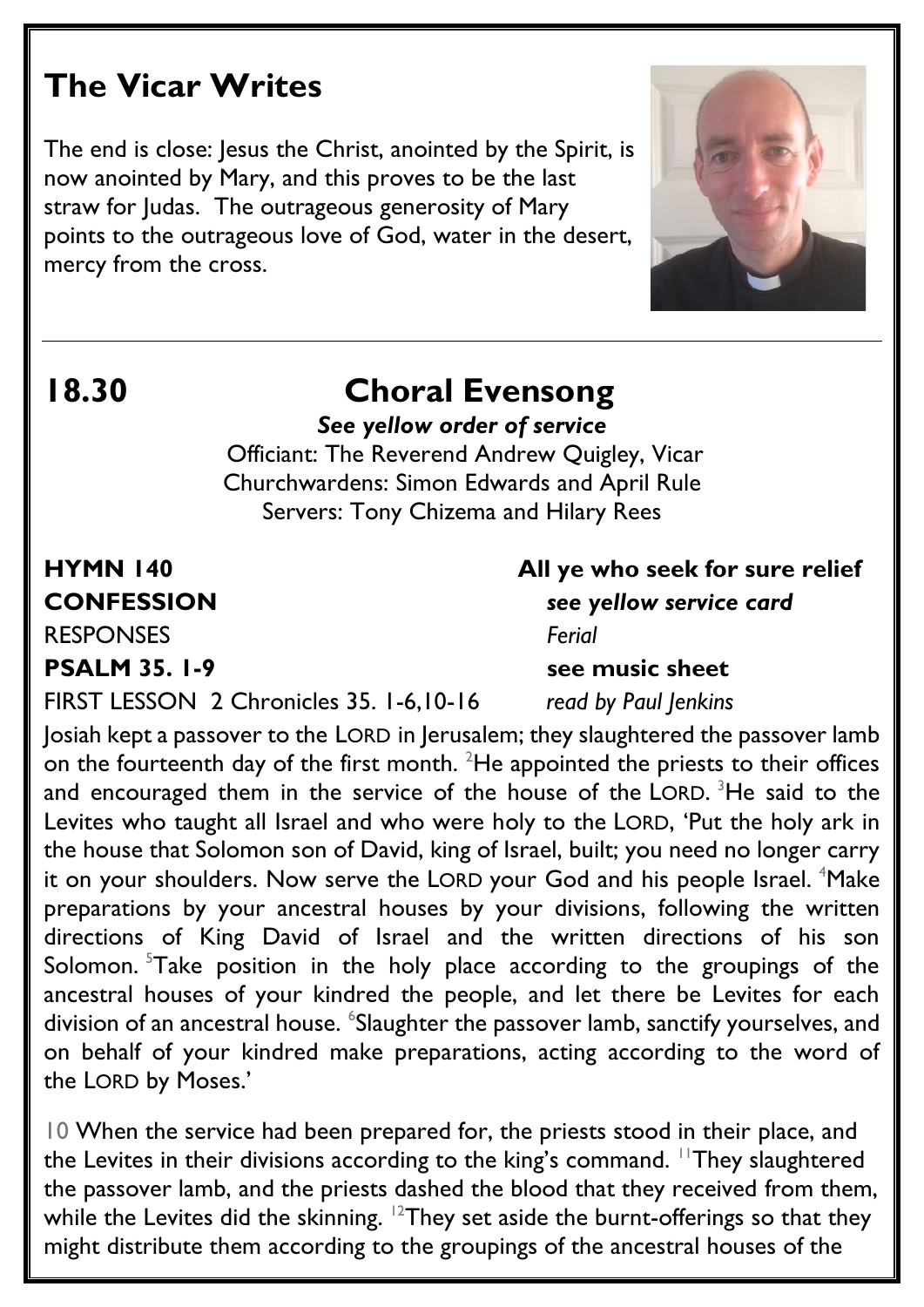## The Vicar Writes

The end is close: Jesus the Christ, anointed by the Spirit, is now anointed by Mary, and this proves to be the last straw for Judas. The outrageous generosity of Mary points to the outrageous love of God, water in the desert, mercy from the cross.

---

## 18.30 Choral Evensong

***See yellow order of service***

Officiant: The Reverend Andrew Quigley, Vicar
Churchwardens: Simon Edwards and April Rule
Servers: Tony Chizema and Hilary Rees

**HYMN 140** **All ye who seek for sure relief**

**CONFESSION** ***see yellow service card***

RESPONSES *Ferial*

**PSALM 35. 1-9** **see music sheet**

FIRST LESSON 2 Chronicles 35. 1-6,10-16 *read by Paul Jenkins*

Josiah kept a passover to the LORD in Jerusalem; they slaughtered the passover lamb on the fourteenth day of the first month. [2]He appointed the priests to their offices and encouraged them in the service of the house of the LORD. [3]He said to the Levites who taught all Israel and who were holy to the LORD, 'Put the holy ark in the house that Solomon son of David, king of Israel, built; you need no longer carry it on your shoulders. Now serve the LORD your God and his people Israel. [4]Make preparations by your ancestral houses by your divisions, following the written directions of King David of Israel and the written directions of his son Solomon. [5]Take position in the holy place according to the groupings of the ancestral houses of your kindred the people, and let there be Levites for each division of an ancestral house. [6]Slaughter the passover lamb, sanctify yourselves, and on behalf of your kindred make preparations, acting according to the word of the LORD by Moses.'

10 When the service had been prepared for, the priests stood in their place, and the Levites in their divisions according to the king's command. [11]They slaughtered the passover lamb, and the priests dashed the blood that they received from them, while the Levites did the skinning. [12]They set aside the burnt-offerings so that they might distribute them according to the groupings of the ancestral houses of the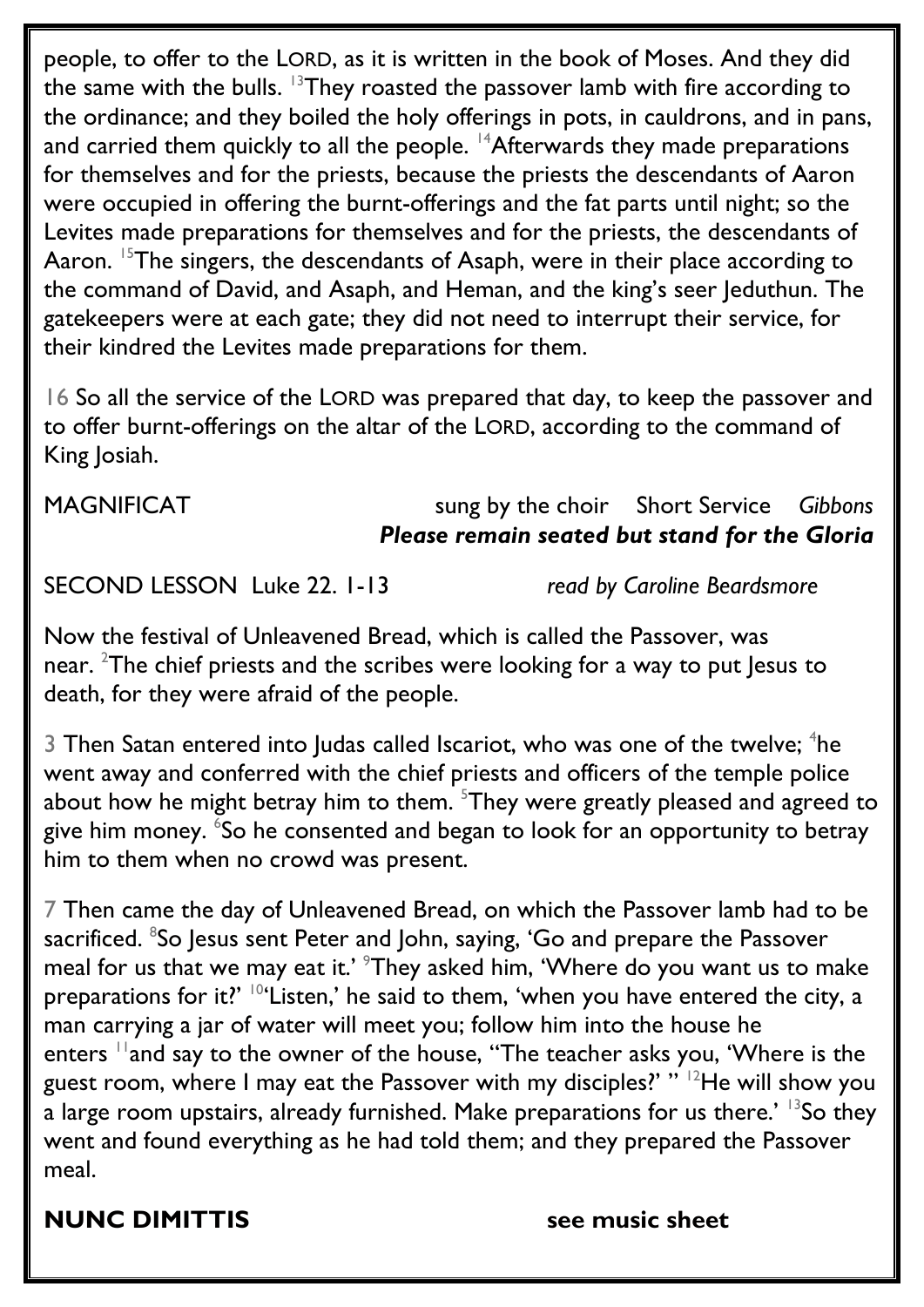people, to offer to the LORD, as it is written in the book of Moses. And they did the same with the bulls. [13]They roasted the passover lamb with fire according to the ordinance; and they boiled the holy offerings in pots, in cauldrons, and in pans, and carried them quickly to all the people. [14]Afterwards they made preparations for themselves and for the priests, because the priests the descendants of Aaron were occupied in offering the burnt-offerings and the fat parts until night; so the Levites made preparations for themselves and for the priests, the descendants of Aaron. [15]The singers, the descendants of Asaph, were in their place according to the command of David, and Asaph, and Heman, and the king's seer Jeduthun. The gatekeepers were at each gate; they did not need to interrupt their service, for their kindred the Levites made preparations for them.

16 So all the service of the LORD was prepared that day, to keep the passover and to offer burnt-offerings on the altar of the LORD, according to the command of King Josiah.

MAGNIFICAT sung by the choir Short Service *Gibbons*

***Please remain seated but stand for the Gloria***

SECOND LESSON Luke 22. 1-13 *read by Caroline Beardsmore*

Now the festival of Unleavened Bread, which is called the Passover, was near. [2]The chief priests and the scribes were looking for a way to put Jesus to death, for they were afraid of the people.

3 Then Satan entered into Judas called Iscariot, who was one of the twelve; [4]he went away and conferred with the chief priests and officers of the temple police about how he might betray him to them. [5]They were greatly pleased and agreed to give him money. [6]So he consented and began to look for an opportunity to betray him to them when no crowd was present.

7 Then came the day of Unleavened Bread, on which the Passover lamb had to be sacrificed. [8]So Jesus sent Peter and John, saying, 'Go and prepare the Passover meal for us that we may eat it.' [9]They asked him, 'Where do you want us to make preparations for it?' [10]'Listen,' he said to them, 'when you have entered the city, a man carrying a jar of water will meet you; follow him into the house he enters [11]and say to the owner of the house, "The teacher asks you, 'Where is the guest room, where I may eat the Passover with my disciples?' " [12]He will show you a large room upstairs, already furnished. Make preparations for us there.' [13]So they went and found everything as he had told them; and they prepared the Passover meal.

**NUNC DIMITTIS** **see music sheet**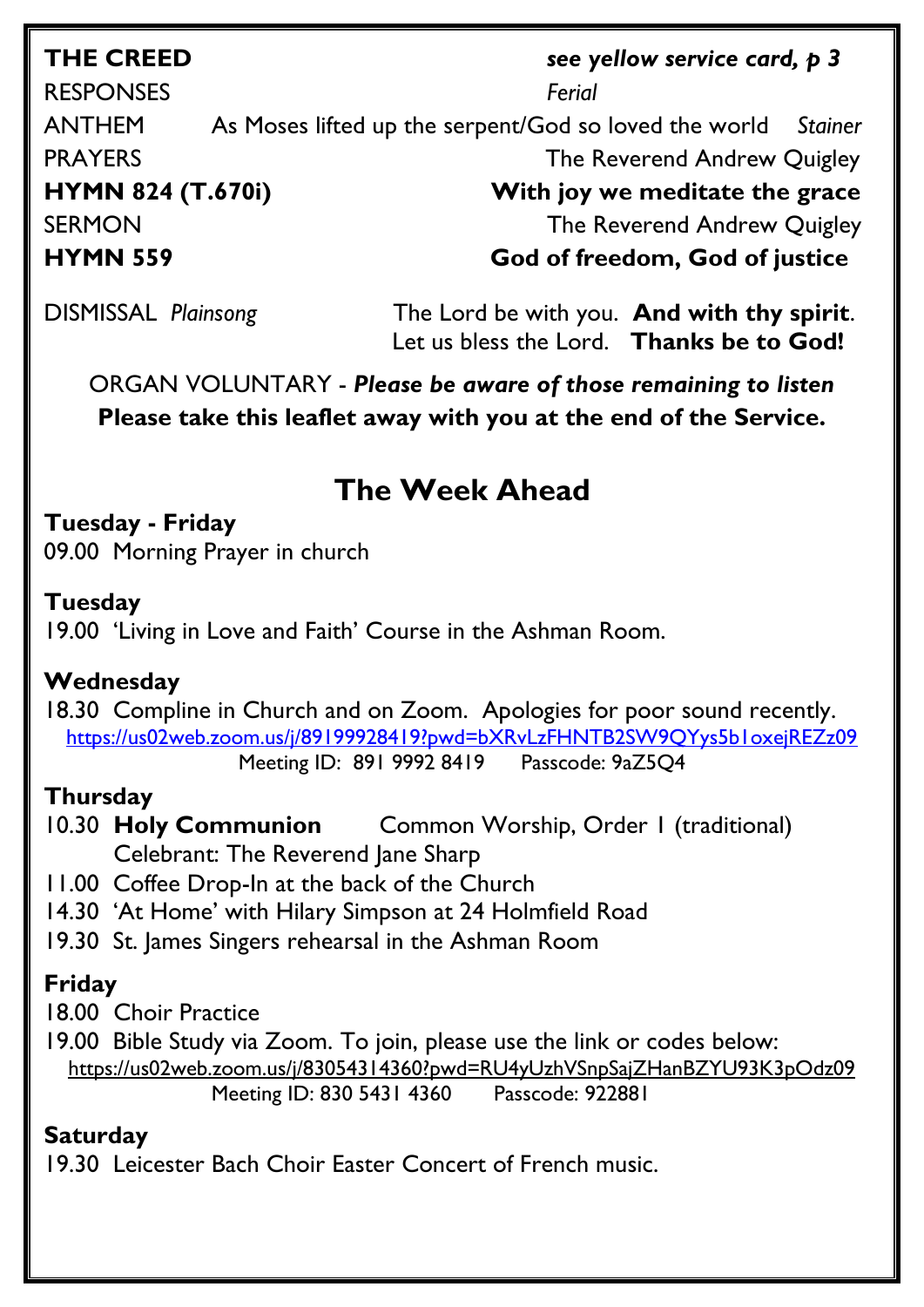**THE CREED** *see yellow service card, p 3*

RESPONSES *Ferial*

ANTHEM As Moses lifted up the serpent/God so loved the world *Stainer*

PRAYERS The Reverend Andrew Quigley

**HYMN 824 (T.670i) With joy we meditate the grace**

SERMON The Reverend Andrew Quigley

**HYMN 559 God of freedom, God of justice**

DISMISSAL *Plainsong* The Lord be with you. **And with thy spirit**.
Let us bless the Lord. **Thanks be to God!**

ORGAN VOLUNTARY - ***Please be aware of those remaining to listen***

**Please take this leaflet away with you at the end of the Service.**

## The Week Ahead

**Tuesday - Friday**

09.00 Morning Prayer in church

**Tuesday**

19.00 'Living in Love and Faith' Course in the Ashman Room.

**Wednesday**

18.30 Compline in Church and on Zoom. Apologies for poor sound recently.
https://us02web.zoom.us/j/89199928419?pwd=bXRvLzFHNTB2SW9QYys5b1oxejREZz09
Meeting ID: 891 9992 8419 Passcode: 9aZ5Q4

**Thursday**

10.30 **Holy Communion** Common Worship, Order 1 (traditional)
Celebrant: The Reverend Jane Sharp

11.00 Coffee Drop-In at the back of the Church

14.30 'At Home' with Hilary Simpson at 24 Holmfield Road

19.30 St. James Singers rehearsal in the Ashman Room

**Friday**

18.00 Choir Practice

19.00 Bible Study via Zoom. To join, please use the link or codes below:
https://us02web.zoom.us/j/83054314360?pwd=RU4yUzhVSnpSajZHanBZYU93K3pOdz09
Meeting ID: 830 5431 4360 Passcode: 922881

**Saturday**

19.30 Leicester Bach Choir Easter Concert of French music.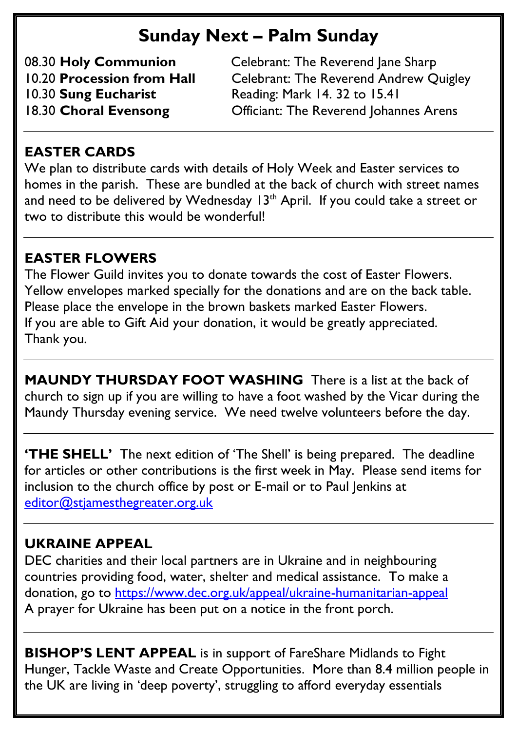# Sunday Next – Palm Sunday

| | |
|---|---|
| 08.30 **Holy Communion** | Celebrant: The Reverend Jane Sharp |
| 10.20 **Procession from Hall** | Celebrant: The Reverend Andrew Quigley |
| 10.30 **Sung Eucharist** | Reading: Mark 14. 32 to 15.41 |
| 18.30 **Choral Evensong** | Officiant: The Reverend Johannes Arens |

---

## EASTER CARDS

We plan to distribute cards with details of Holy Week and Easter services to homes in the parish. These are bundled at the back of church with street names and need to be delivered by Wednesday 13th April. If you could take a street or two to distribute this would be wonderful!

---

## EASTER FLOWERS

The Flower Guild invites you to donate towards the cost of Easter Flowers. Yellow envelopes marked specially for the donations and are on the back table. Please place the envelope in the brown baskets marked Easter Flowers.
If you are able to Gift Aid your donation, it would be greatly appreciated. Thank you.

---

**MAUNDY THURSDAY FOOT WASHING** There is a list at the back of church to sign up if you are willing to have a foot washed by the Vicar during the Maundy Thursday evening service. We need twelve volunteers before the day.

---

**'THE SHELL'** The next edition of 'The Shell' is being prepared. The deadline for articles or other contributions is the first week in May. Please send items for inclusion to the church office by post or E-mail or to Paul Jenkins at [editor@stjamesthegreater.org.uk](mailto:editor@stjamesthegreater.org.uk)

---

## UKRAINE APPEAL

DEC charities and their local partners are in Ukraine and in neighbouring countries providing food, water, shelter and medical assistance. To make a donation, go to https://www.dec.org.uk/appeal/ukraine-humanitarian-appeal
A prayer for Ukraine has been put on a notice in the front porch.

---

**BISHOP'S LENT APPEAL** is in support of FareShare Midlands to Fight Hunger, Tackle Waste and Create Opportunities. More than 8.4 million people in the UK are living in 'deep poverty', struggling to afford everyday essentials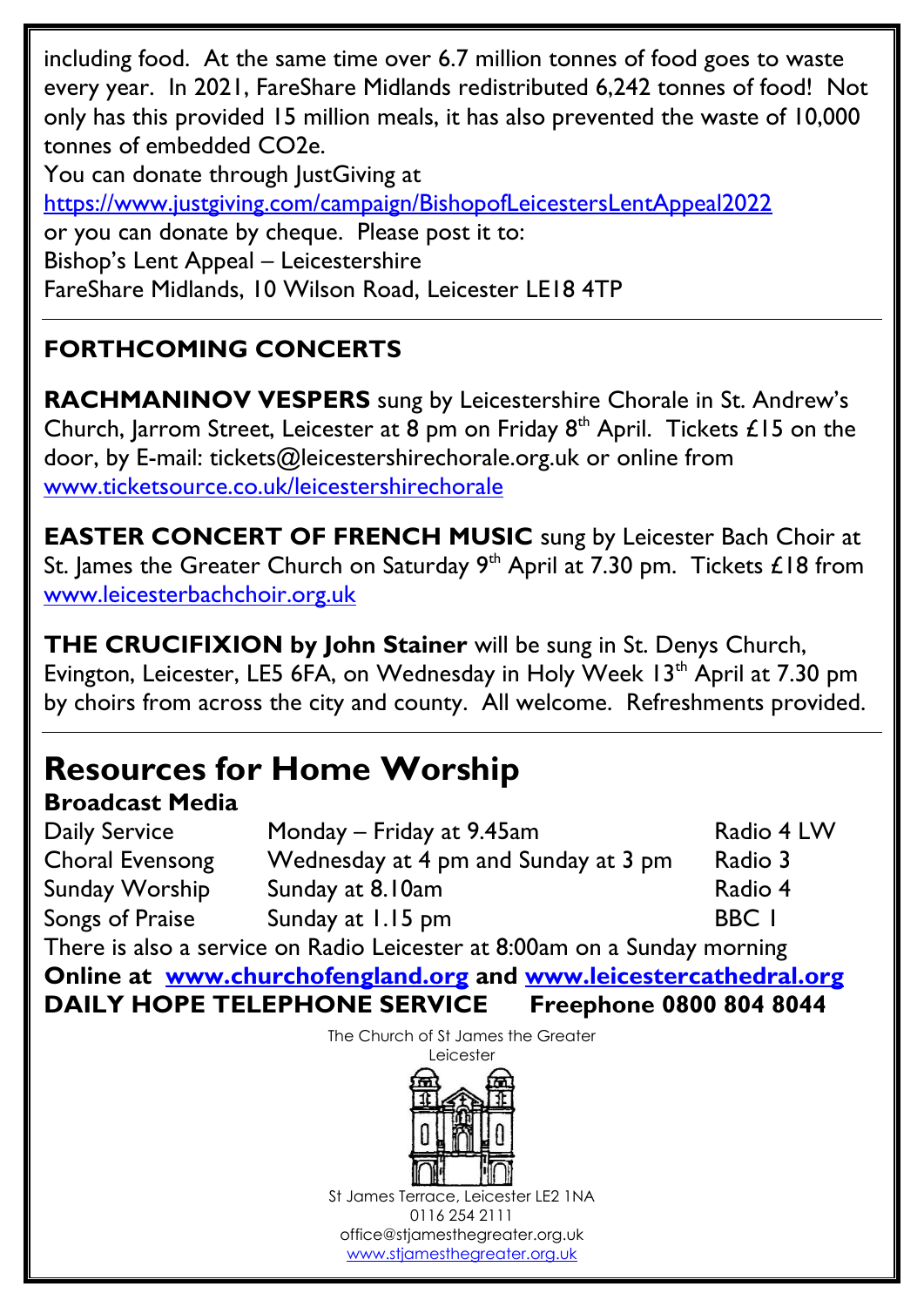including food. At the same time over 6.7 million tonnes of food goes to waste every year. In 2021, FareShare Midlands redistributed 6,242 tonnes of food! Not only has this provided 15 million meals, it has also prevented the waste of 10,000 tonnes of embedded $CO_2e$.

You can donate through JustGiving at
https://www.justgiving.com/campaign/BishopofLeicestersLentAppeal2022
or you can donate by cheque. Please post it to:
Bishop's Lent Appeal – Leicestershire
FareShare Midlands, 10 Wilson Road, Leicester LE18 4TP

## FORTHCOMING CONCERTS

**RACHMANINOV VESPERS** sung by Leicestershire Chorale in St. Andrew's Church, Jarrom Street, Leicester at 8 pm on Friday 8th April. Tickets £15 on the door, by E-mail: tickets@leicestershirechorale.org.uk or online from www.ticketsource.co.uk/leicestershirechorale

**EASTER CONCERT OF FRENCH MUSIC** sung by Leicester Bach Choir at St. James the Greater Church on Saturday 9th April at 7.30 pm. Tickets £18 from www.leicesterbachchoir.org.uk

**THE CRUCIFIXION by John Stainer** will be sung in St. Denys Church, Evington, Leicester, LE5 6FA, on Wednesday in Holy Week 13th April at 7.30 pm by choirs from across the city and county. All welcome. Refreshments provided.

# Resources for Home Worship

### Broadcast Media

| | | |
|---|---|---|
| Daily Service | Monday – Friday at 9.45am | Radio 4 LW |
| Choral Evensong | Wednesday at 4 pm and Sunday at 3 pm | Radio 3 |
| Sunday Worship | Sunday at 8.10am | Radio 4 |
| Songs of Praise | Sunday at 1.15 pm | BBC 1 |

There is also a service on Radio Leicester at 8:00am on a Sunday morning

**Online at www.churchofengland.org and www.leicestercathedral.org**

**DAILY HOPE TELEPHONE SERVICE Freephone 0800 804 8044**

The Church of St James the Greater
Leicester

St James Terrace, Leicester LE2 1NA
0116 254 2111
office@stjamesthegreater.org.uk
www.stjamesthegreater.org.uk